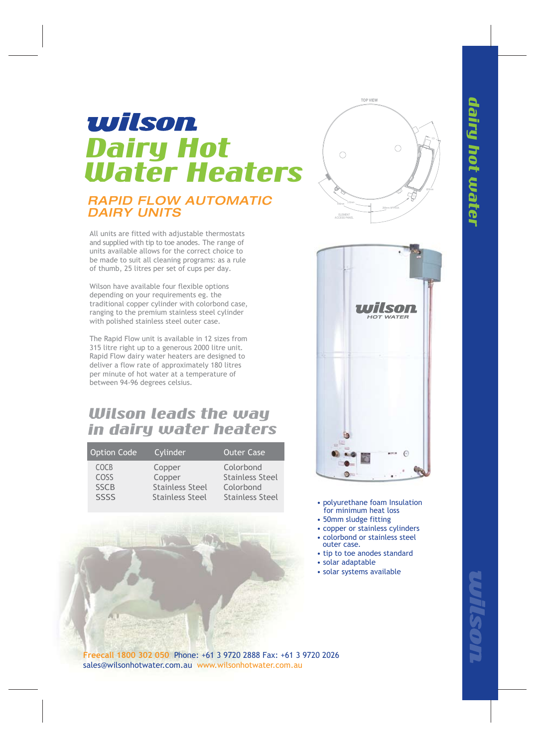# wilson Dairy Hot Water Heaters

## RAPID FLOW AUTOMATIC DAIRY UNITS

All units are fitted with adjustable thermostats and supplied with tip to toe anodes. The range of units available allows for the correct choice to be made to suit all cleaning programs: as a rule of thumb, 25 litres per set of cups per day.

Wilson have available four flexible options depending on your requirements eg. the traditional copper cylinder with colorbond case, ranging to the premium stainless steel cylinder with polished stainless steel outer case.

The Rapid Flow unit is available in 12 sizes from 315 litre right up to a generous 2000 litre unit. Rapid Flow dairy water heaters are designed to deliver a flow rate of approximately 180 litres per minute of hot water at a temperature of between 94-96 degrees celsius.

## Wilson leads the way in dairy water heaters

| Option Code | Cylinder | Outer Case |
|---|---|---|
| COCB | Copper | Colorbond |
| COSS | Copper | Stainless Steel |
| SSCB | Stainless Steel | Colorbond |
| SSSS | Stainless Steel | Stainless Steel |

- polyurethane foam Insulation for minimum heat loss
- 50mm sludge fitting
- copper or stainless cylinders
- colorbond or stainless steel outer case.
- tip to toe anodes standard
- solar adaptable
- solar systems available

Freecall 1800 302 050 Phone: +61 3 9720 2888 Fax: +61 3 9720 2026
sales@wilsonhotwater.com.au www.wilsonhotwater.com.au

dairy hot water

wilson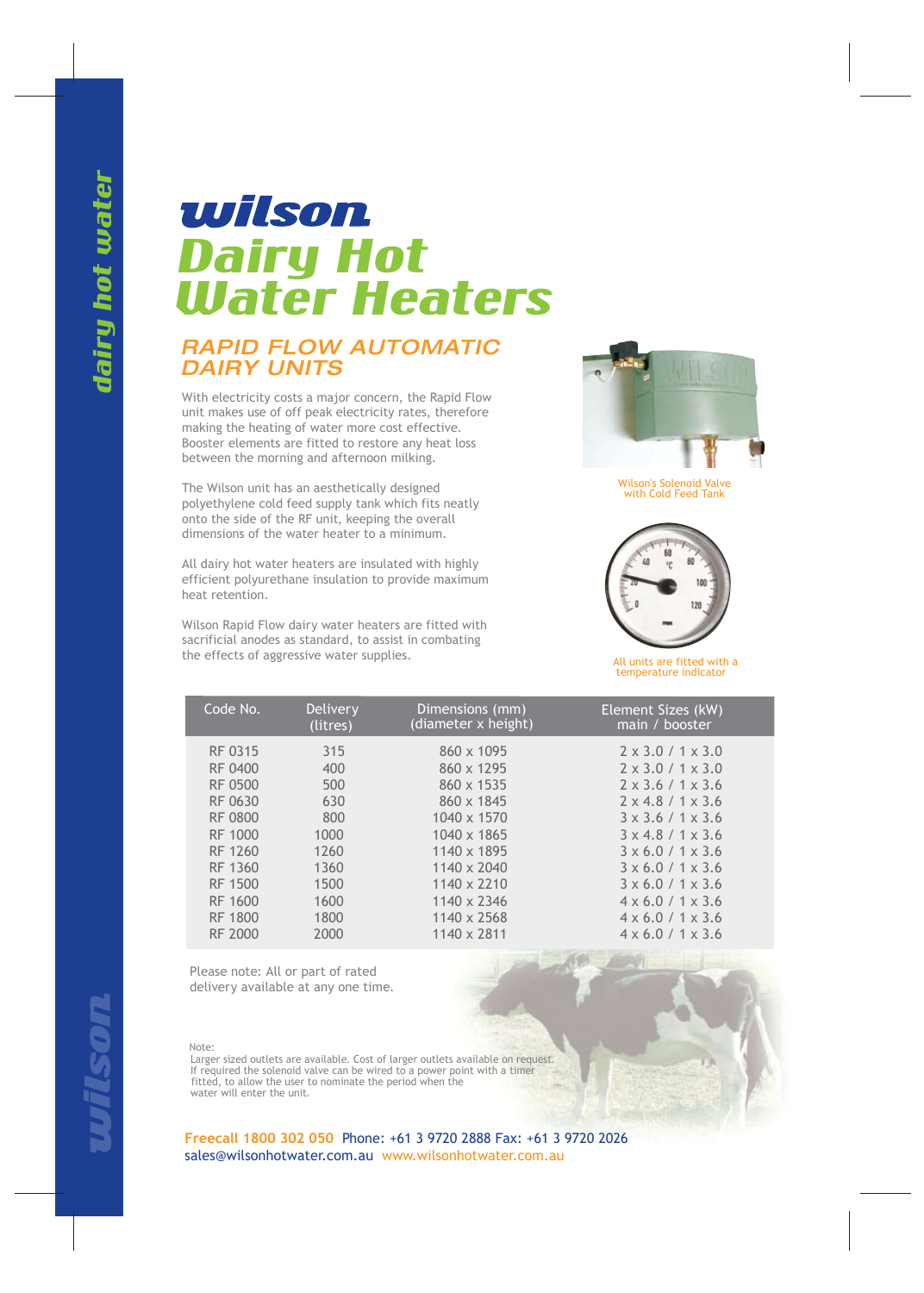# wilson

# Dairy Hot Water Heaters

## RAPID FLOW AUTOMATIC DAIRY UNITS

With electricity costs a major concern, the Rapid Flow unit makes use of off peak electricity rates, therefore making the heating of water more cost effective. Booster elements are fitted to restore any heat loss between the morning and afternoon milking.

The Wilson unit has an aesthetically designed polyethylene cold feed supply tank which fits neatly onto the side of the RF unit, keeping the overall dimensions of the water heater to a minimum.

All dairy hot water heaters are insulated with highly efficient polyurethane insulation to provide maximum heat retention.

Wilson Rapid Flow dairy water heaters are fitted with sacrificial anodes as standard, to assist in combating the effects of aggressive water supplies.

Wilson's Solenoid Valve with Cold Feed Tank

All units are fitted with a temperature indicator

| Code No. | Delivery (litres) | Dimensions (mm) (diameter x height) | Element Sizes (kW) main / booster |
|---|---|---|---|
| RF 0315 | 315 | 860 x 1095 | 2 x 3.0 / 1 x 3.0 |
| RF 0400 | 400 | 860 x 1295 | 2 x 3.0 / 1 x 3.0 |
| RF 0500 | 500 | 860 x 1535 | 2 x 3.6 / 1 x 3.6 |
| RF 0630 | 630 | 860 x 1845 | 2 x 4.8 / 1 x 3.6 |
| RF 0800 | 800 | 1040 x 1570 | 3 x 3.6 / 1 x 3.6 |
| RF 1000 | 1000 | 1040 x 1865 | 3 x 4.8 / 1 x 3.6 |
| RF 1260 | 1260 | 1140 x 1895 | 3 x 6.0 / 1 x 3.6 |
| RF 1360 | 1360 | 1140 x 2040 | 3 x 6.0 / 1 x 3.6 |
| RF 1500 | 1500 | 1140 x 2210 | 3 x 6.0 / 1 x 3.6 |
| RF 1600 | 1600 | 1140 x 2346 | 4 x 6.0 / 1 x 3.6 |
| RF 1800 | 1800 | 1140 x 2568 | 4 x 6.0 / 1 x 3.6 |
| RF 2000 | 2000 | 1140 x 2811 | 4 x 6.0 / 1 x 3.6 |

Please note: All or part of rated delivery available at any one time.

Note:
Larger sized outlets are available. Cost of larger outlets available on request.
If required the solenoid valve can be wired to a power point with a timer fitted, to allow the user to nominate the period when the water will enter the unit.

Freecall 1800 302 050 Phone: +61 3 9720 2888 Fax: +61 3 9720 2026
sales@wilsonhotwater.com.au www.wilsonhotwater.com.au